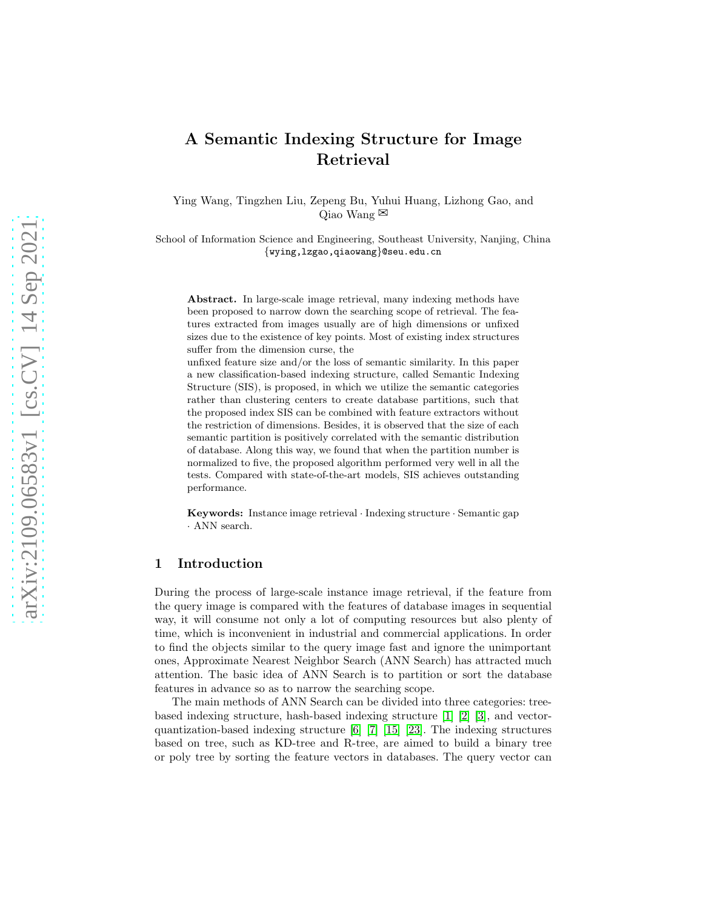# A Semantic Indexing Structure for Image Retrieval

Ying Wang, Tingzhen Liu, Zepeng Bu, Yuhui Huang, Lizhong Gao, and Qiao Wang ✉

School of Information Science and Engineering, Southeast University, Nanjing, China
{wying,lzgao,qiaowang}@seu.edu.cn

**Abstract.** In large-scale image retrieval, many indexing methods have been proposed to narrow down the searching scope of retrieval. The features extracted from images usually are of high dimensions or unfixed sizes due to the existence of key points. Most of existing index structures suffer from the dimension curse, the unfixed feature size and/or the loss of semantic similarity. In this paper a new classification-based indexing structure, called Semantic Indexing Structure (SIS), is proposed, in which we utilize the semantic categories rather than clustering centers to create database partitions, such that the proposed index SIS can be combined with feature extractors without the restriction of dimensions. Besides, it is observed that the size of each semantic partition is positively correlated with the semantic distribution of database. Along this way, we found that when the partition number is normalized to five, the proposed algorithm performed very well in all the tests. Compared with state-of-the-art models, SIS achieves outstanding performance.

**Keywords:** Instance image retrieval · Indexing structure · Semantic gap · ANN search.

## 1 Introduction

During the process of large-scale instance image retrieval, if the feature from the query image is compared with the features of database images in sequential way, it will consume not only a lot of computing resources but also plenty of time, which is inconvenient in industrial and commercial applications. In order to find the objects similar to the query image fast and ignore the unimportant ones, Approximate Nearest Neighbor Search (ANN Search) has attracted much attention. The basic idea of ANN Search is to partition or sort the database features in advance so as to narrow the searching scope.

The main methods of ANN Search can be divided into three categories: tree-based indexing structure, hash-based indexing structure [1] [2] [3], and vector-quantization-based indexing structure [6] [7] [15] [23]. The indexing structures based on tree, such as KD-tree and R-tree, are aimed to build a binary tree or poly tree by sorting the feature vectors in databases. The query vector can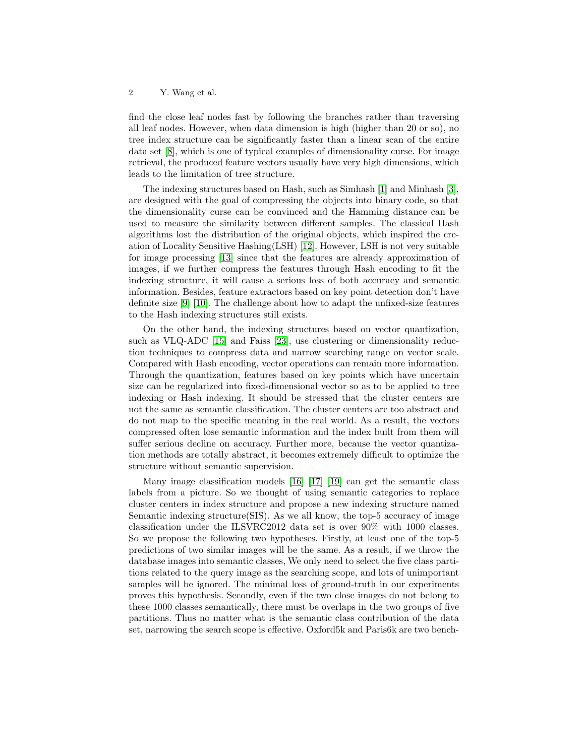find the close leaf nodes fast by following the branches rather than traversing all leaf nodes. However, when data dimension is high (higher than 20 or so), no tree index structure can be significantly faster than a linear scan of the entire data set [8], which is one of typical examples of dimensionality curse. For image retrieval, the produced feature vectors usually have very high dimensions, which leads to the limitation of tree structure.

The indexing structures based on Hash, such as Simhash [1] and Minhash [3], are designed with the goal of compressing the objects into binary code, so that the dimensionality curse can be convinced and the Hamming distance can be used to measure the similarity between different samples. The classical Hash algorithms lost the distribution of the original objects, which inspired the creation of Locality Sensitive Hashing(LSH) [12]. However, LSH is not very suitable for image processing [13] since that the features are already approximation of images, if we further compress the features through Hash encoding to fit the indexing structure, it will cause a serious loss of both accuracy and semantic information. Besides, feature extractors based on key point detection don't have definite size [9] [10]. The challenge about how to adapt the unfixed-size features to the Hash indexing structures still exists.

On the other hand, the indexing structures based on vector quantization, such as VLQ-ADC [15] and Faiss [23], use clustering or dimensionality reduction techniques to compress data and narrow searching range on vector scale. Compared with Hash encoding, vector operations can remain more information. Through the quantization, features based on key points which have uncertain size can be regularized into fixed-dimensional vector so as to be applied to tree indexing or Hash indexing. It should be stressed that the cluster centers are not the same as semantic classification. The cluster centers are too abstract and do not map to the specific meaning in the real world. As a result, the vectors compressed often lose semantic information and the index built from them will suffer serious decline on accuracy. Further more, because the vector quantization methods are totally abstract, it becomes extremely difficult to optimize the structure without semantic supervision.

Many image classification models [16] [17] [19] can get the semantic class labels from a picture. So we thought of using semantic categories to replace cluster centers in index structure and propose a new indexing structure named Semantic indexing structure(SIS). As we all know, the top-5 accuracy of image classification under the ILSVRC2012 data set is over 90% with 1000 classes. So we propose the following two hypotheses. Firstly, at least one of the top-5 predictions of two similar images will be the same. As a result, if we throw the database images into semantic classes, We only need to select the five class partitions related to the query image as the searching scope, and lots of unimportant samples will be ignored. The minimal loss of ground-truth in our experiments proves this hypothesis. Secondly, even if the two close images do not belong to these 1000 classes semantically, there must be overlaps in the two groups of five partitions. Thus no matter what is the semantic class contribution of the data set, narrowing the search scope is effective. Oxford5k and Paris6k are two bench-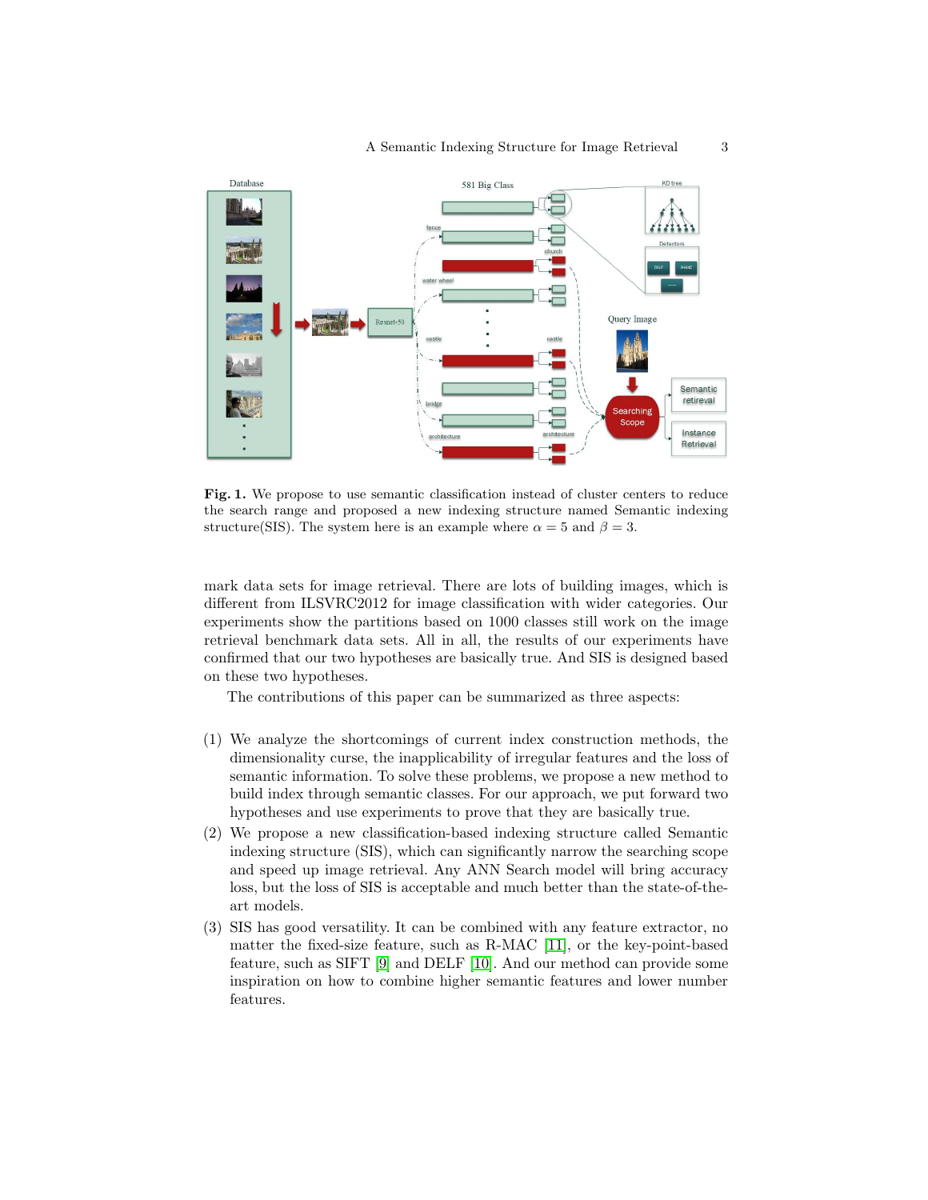**Fig. 1.** We propose to use semantic classification instead of cluster centers to reduce the search range and proposed a new indexing structure named Semantic indexing structure(SIS). The system here is an example where $\alpha = 5$ and $\beta = 3$.

mark data sets for image retrieval. There are lots of building images, which is different from ILSVRC2012 for image classification with wider categories. Our experiments show the partitions based on 1000 classes still work on the image retrieval benchmark data sets. All in all, the results of our experiments have confirmed that our two hypotheses are basically true. And SIS is designed based on these two hypotheses.

The contributions of this paper can be summarized as three aspects:

(1) We analyze the shortcomings of current index construction methods, the dimensionality curse, the inapplicability of irregular features and the loss of semantic information. To solve these problems, we propose a new method to build index through semantic classes. For our approach, we put forward two hypotheses and use experiments to prove that they are basically true.

(2) We propose a new classification-based indexing structure called Semantic indexing structure (SIS), which can significantly narrow the searching scope and speed up image retrieval. Any ANN Search model will bring accuracy loss, but the loss of SIS is acceptable and much better than the state-of-the-art models.

(3) SIS has good versatility. It can be combined with any feature extractor, no matter the fixed-size feature, such as R-MAC [11], or the key-point-based feature, such as SIFT [9] and DELF [10]. And our method can provide some inspiration on how to combine higher semantic features and lower number features.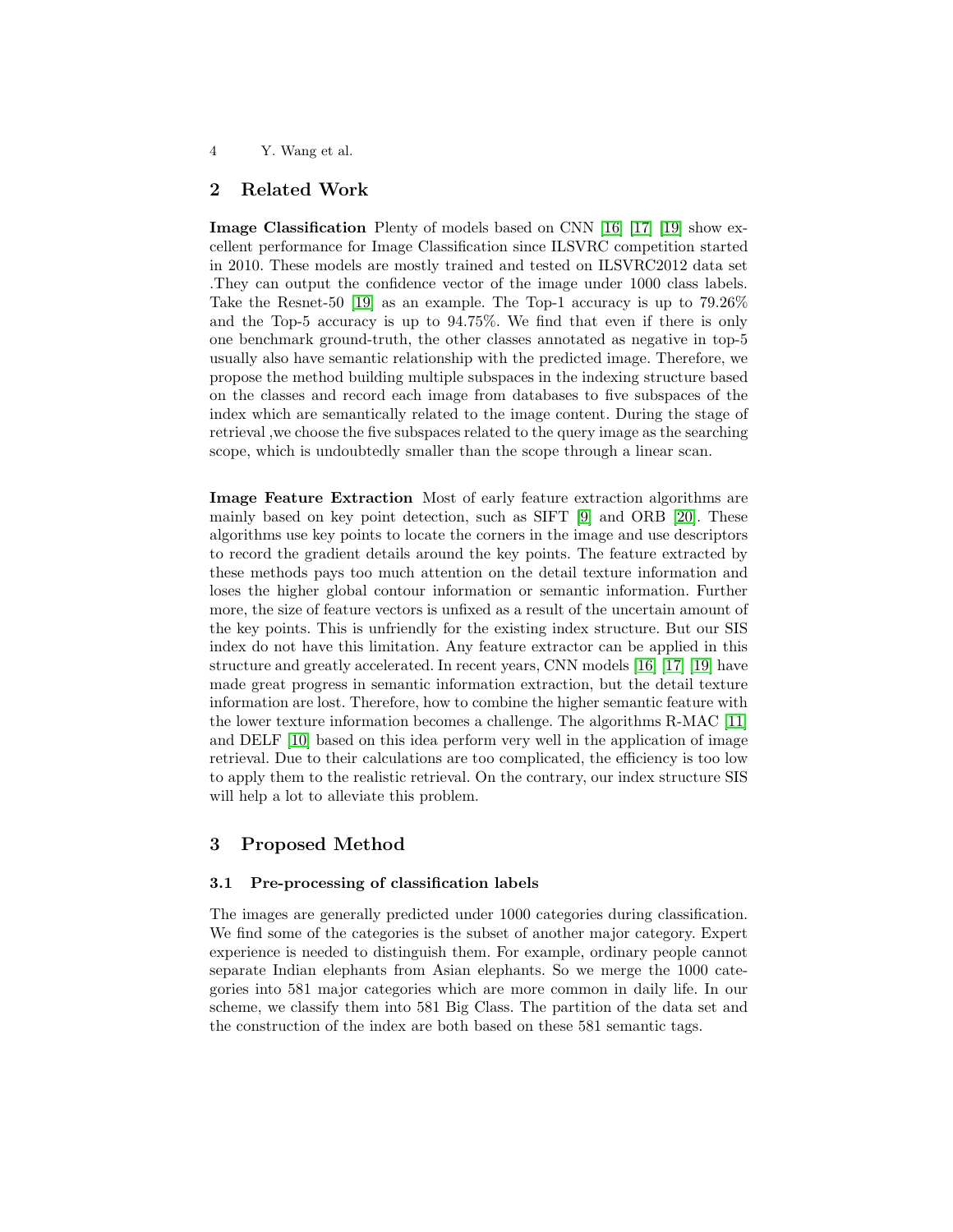## 2 Related Work

**Image Classification** Plenty of models based on CNN [16] [17] [19] show excellent performance for Image Classification since ILSVRC competition started in 2010. These models are mostly trained and tested on ILSVRC2012 data set .They can output the confidence vector of the image under 1000 class labels. Take the Resnet-50 [19] as an example. The Top-1 accuracy is up to 79.26% and the Top-5 accuracy is up to 94.75%. We find that even if there is only one benchmark ground-truth, the other classes annotated as negative in top-5 usually also have semantic relationship with the predicted image. Therefore, we propose the method building multiple subspaces in the indexing structure based on the classes and record each image from databases to five subspaces of the index which are semantically related to the image content. During the stage of retrieval ,we choose the five subspaces related to the query image as the searching scope, which is undoubtedly smaller than the scope through a linear scan.

**Image Feature Extraction** Most of early feature extraction algorithms are mainly based on key point detection, such as SIFT [9] and ORB [20]. These algorithms use key points to locate the corners in the image and use descriptors to record the gradient details around the key points. The feature extracted by these methods pays too much attention on the detail texture information and loses the higher global contour information or semantic information. Further more, the size of feature vectors is unfixed as a result of the uncertain amount of the key points. This is unfriendly for the existing index structure. But our SIS index do not have this limitation. Any feature extractor can be applied in this structure and greatly accelerated. In recent years, CNN models [16] [17] [19] have made great progress in semantic information extraction, but the detail texture information are lost. Therefore, how to combine the higher semantic feature with the lower texture information becomes a challenge. The algorithms R-MAC [11] and DELF [10] based on this idea perform very well in the application of image retrieval. Due to their calculations are too complicated, the efficiency is too low to apply them to the realistic retrieval. On the contrary, our index structure SIS will help a lot to alleviate this problem.

## 3 Proposed Method

### 3.1 Pre-processing of classification labels

The images are generally predicted under 1000 categories during classification. We find some of the categories is the subset of another major category. Expert experience is needed to distinguish them. For example, ordinary people cannot separate Indian elephants from Asian elephants. So we merge the 1000 categories into 581 major categories which are more common in daily life. In our scheme, we classify them into 581 Big Class. The partition of the data set and the construction of the index are both based on these 581 semantic tags.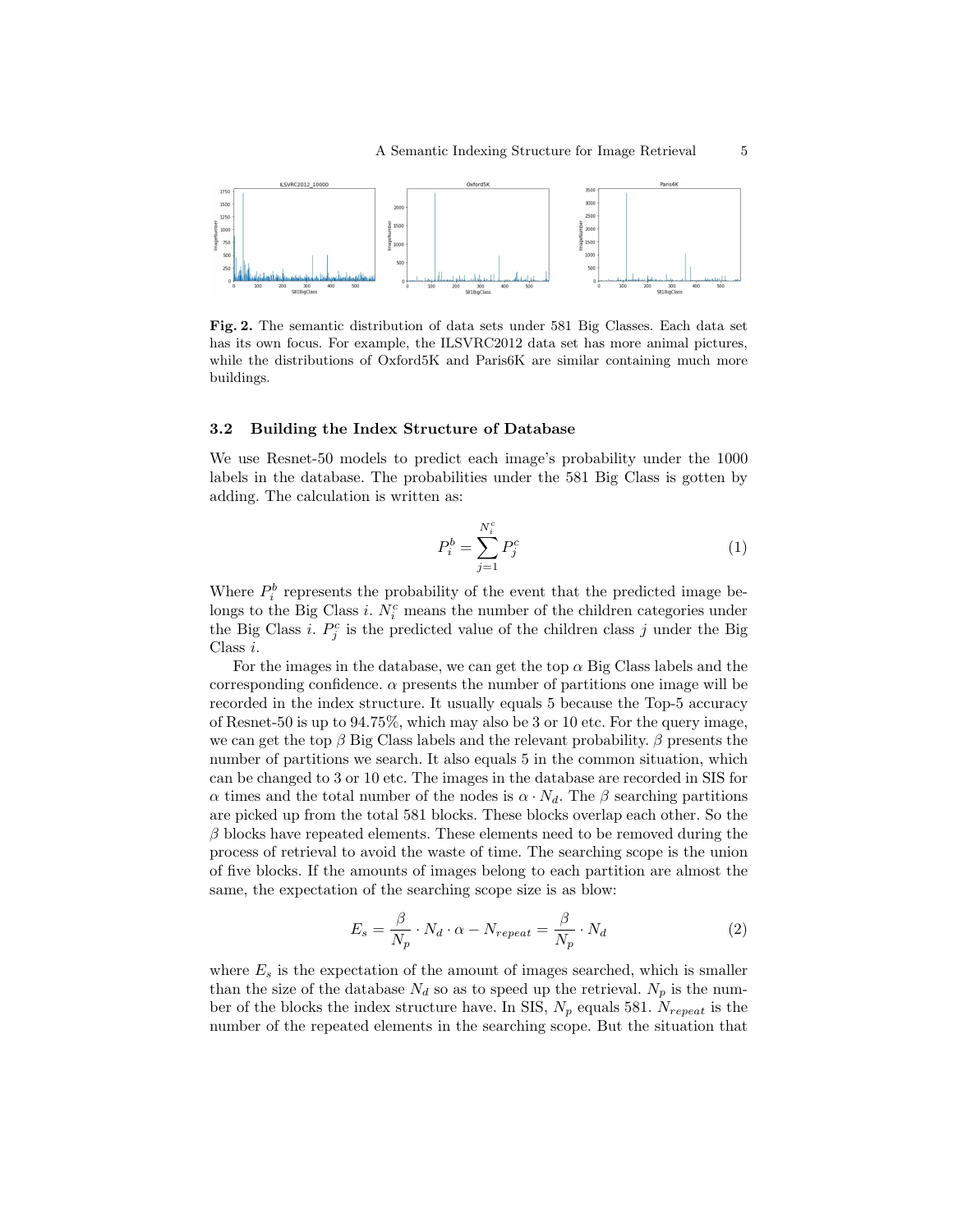**Fig. 2.** The semantic distribution of data sets under 581 Big Classes. Each data set has its own focus. For example, the ILSVRC2012 data set has more animal pictures, while the distributions of Oxford5K and Paris6K are similar containing much more buildings.

### 3.2 Building the Index Structure of Database

We use Resnet-50 models to predict each image's probability under the 1000 labels in the database. The probabilities under the 581 Big Class is gotten by adding. The calculation is written as:

$$P_i^b = \sum_{j=1}^{N_i^c} P_j^c \tag{1}$$

Where $P_i^b$ represents the probability of the event that the predicted image belongs to the Big Class $i$. $N_i^c$ means the number of the children categories under the Big Class $i$. $P_j^c$ is the predicted value of the children class $j$ under the Big Class $i$.

For the images in the database, we can get the top $\alpha$ Big Class labels and the corresponding confidence. $\alpha$ presents the number of partitions one image will be recorded in the index structure. It usually equals 5 because the Top-5 accuracy of Resnet-50 is up to 94.75%, which may also be 3 or 10 etc. For the query image, we can get the top $\beta$ Big Class labels and the relevant probability. $\beta$ presents the number of partitions we search. It also equals 5 in the common situation, which can be changed to 3 or 10 etc. The images in the database are recorded in SIS for $\alpha$ times and the total number of the nodes is $\alpha \cdot N_d$. The $\beta$ searching partitions are picked up from the total 581 blocks. These blocks overlap each other. So the $\beta$ blocks have repeated elements. These elements need to be removed during the process of retrieval to avoid the waste of time. The searching scope is the union of five blocks. If the amounts of images belong to each partition are almost the same, the expectation of the searching scope size is as blow:

$$E_s = \frac{\beta}{N_p} \cdot N_d \cdot \alpha - N_{repeat} = \frac{\beta}{N_p} \cdot N_d \tag{2}$$

where $E_s$ is the expectation of the amount of images searched, which is smaller than the size of the database $N_d$ so as to speed up the retrieval. $N_p$ is the number of the blocks the index structure have. In SIS, $N_p$ equals 581. $N_{repeat}$ is the number of the repeated elements in the searching scope. But the situation that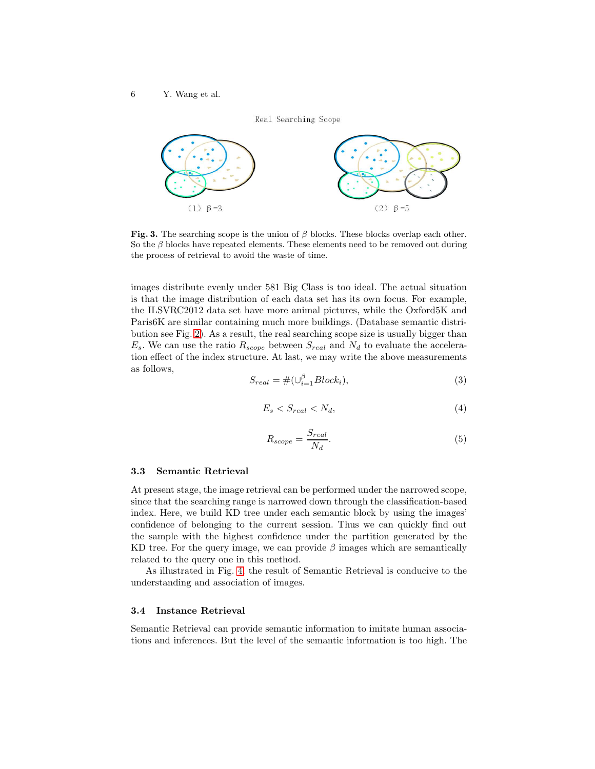Real Searching Scope

(1) β=3

(2) β=5

**Fig. 3.** The searching scope is the union of $\beta$ blocks. These blocks overlap each other. So the $\beta$ blocks have repeated elements. These elements need to be removed out during the process of retrieval to avoid the waste of time.

images distribute evenly under 581 Big Class is too ideal. The actual situation is that the image distribution of each data set has its own focus. For example, the ILSVRC2012 data set have more animal pictures, while the Oxford5K and Paris6K are similar containing much more buildings. (Database semantic distribution see Fig. 2). As a result, the real searching scope size is usually bigger than $E_s$. We can use the ratio $R_{scope}$ between $S_{real}$ and $N_d$ to evaluate the acceleration effect of the index structure. At last, we may write the above measurements as follows,

$$S_{real} = \#(\cup_{i=1}^{\beta} Block_i), \tag{3}$$

$$E_s < S_{real} < N_d, \tag{4}$$

$$R_{scope} = \frac{S_{real}}{N_d}. \tag{5}$$

### 3.3 Semantic Retrieval

At present stage, the image retrieval can be performed under the narrowed scope, since that the searching range is narrowed down through the classification-based index. Here, we build KD tree under each semantic block by using the images' confidence of belonging to the current session. Thus we can quickly find out the sample with the highest confidence under the partition generated by the KD tree. For the query image, we can provide $\beta$ images which are semantically related to the query one in this method.

As illustrated in Fig. 4, the result of Semantic Retrieval is conducive to the understanding and association of images.

### 3.4 Instance Retrieval

Semantic Retrieval can provide semantic information to imitate human associations and inferences. But the level of the semantic information is too high. The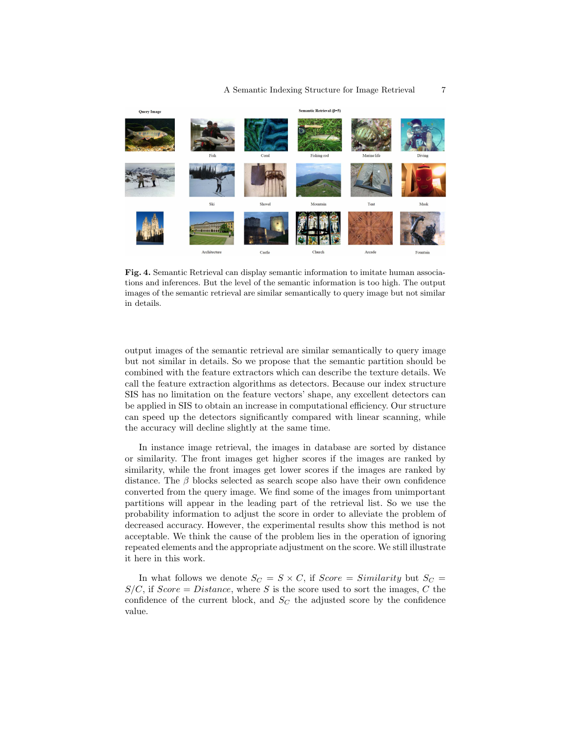**Fig. 4.** Semantic Retrieval can display semantic information to imitate human associations and inferences. But the level of the semantic information is too high. The output images of the semantic retrieval are similar semantically to query image but not similar in details.

output images of the semantic retrieval are similar semantically to query image but not similar in details. So we propose that the semantic partition should be combined with the feature extractors which can describe the texture details. We call the feature extraction algorithms as detectors. Because our index structure SIS has no limitation on the feature vectors' shape, any excellent detectors can be applied in SIS to obtain an increase in computational efficiency. Our structure can speed up the detectors significantly compared with linear scanning, while the accuracy will decline slightly at the same time.

In instance image retrieval, the images in database are sorted by distance or similarity. The front images get higher scores if the images are ranked by similarity, while the front images get lower scores if the images are ranked by distance. The $\beta$ blocks selected as search scope also have their own confidence converted from the query image. We find some of the images from unimportant partitions will appear in the leading part of the retrieval list. So we use the probability information to adjust the score in order to alleviate the problem of decreased accuracy. However, the experimental results show this method is not acceptable. We think the cause of the problem lies in the operation of ignoring repeated elements and the appropriate adjustment on the score. We still illustrate it here in this work.

In what follows we denote $S_C = S \times C$, if $Score = Similarity$ but $S_C = S/C$, if $Score = Distance$, where $S$ is the score used to sort the images, $C$ the confidence of the current block, and $S_C$ the adjusted score by the confidence value.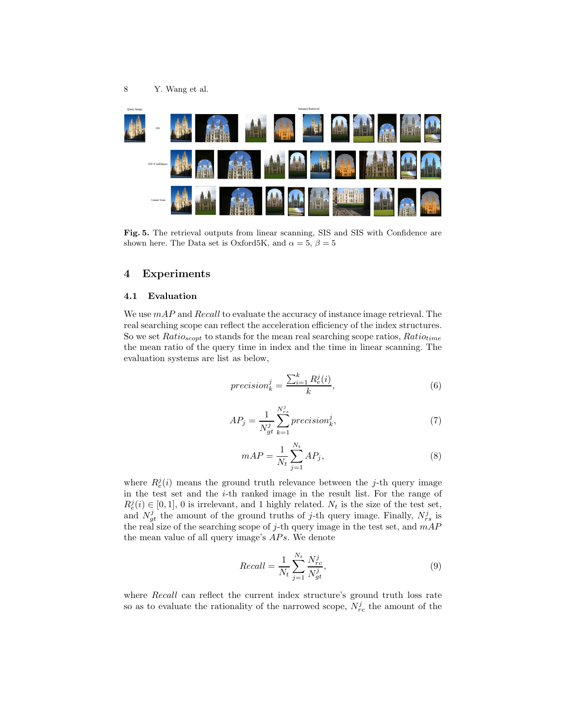**Fig. 5.** The retrieval outputs from linear scanning, SIS and SIS with Confidence are shown here. The Data set is Oxford5K, and $\alpha = 5$, $\beta = 5$

## 4 Experiments

### 4.1 Evaluation

We use $mAP$ and $Recall$ to evaluate the accuracy of instance image retrieval. The real searching scope can reflect the acceleration efficiency of the index structures. So we set $Ratio_{scopt}$ to stands for the mean real searching scope ratios, $Ratio_{time}$ the mean ratio of the query time in index and the time in linear scanning. The evaluation systems are list as below,

$$precision_k^j = \frac{\sum_{i=1}^{k} R_e^j(i)}{k}, \tag{6}$$

$$AP_j = \frac{1}{N_{gt}^j} \sum_{k=1}^{N_{rs}^j} precision_k^j, \tag{7}$$

$$mAP = \frac{1}{N_t} \sum_{j=1}^{N_t} AP_j, \tag{8}$$

where $R_e^j(i)$ means the ground truth relevance between the $j$-th query image in the test set and the $i$-th ranked image in the result list. For the range of $R_e^j(i) \in [0, 1]$, 0 is irrelevant, and 1 highly related. $N_t$ is the size of the test set, and $N_{gt}^j$ the amount of the ground truths of $j$-th query image. Finally, $N_{rs}^j$ is the real size of the searching scope of $j$-th query image in the test set, and $mAP$ the mean value of all query image's $APs$. We denote

$$Recall = \frac{1}{N_t} \sum_{j=1}^{N_t} \frac{N_{rc}^j}{N_{gt}^j}, \tag{9}$$

where $Recall$ can reflect the current index structure's ground truth loss rate so as to evaluate the rationality of the narrowed scope, $N_{rc}^j$ the amount of the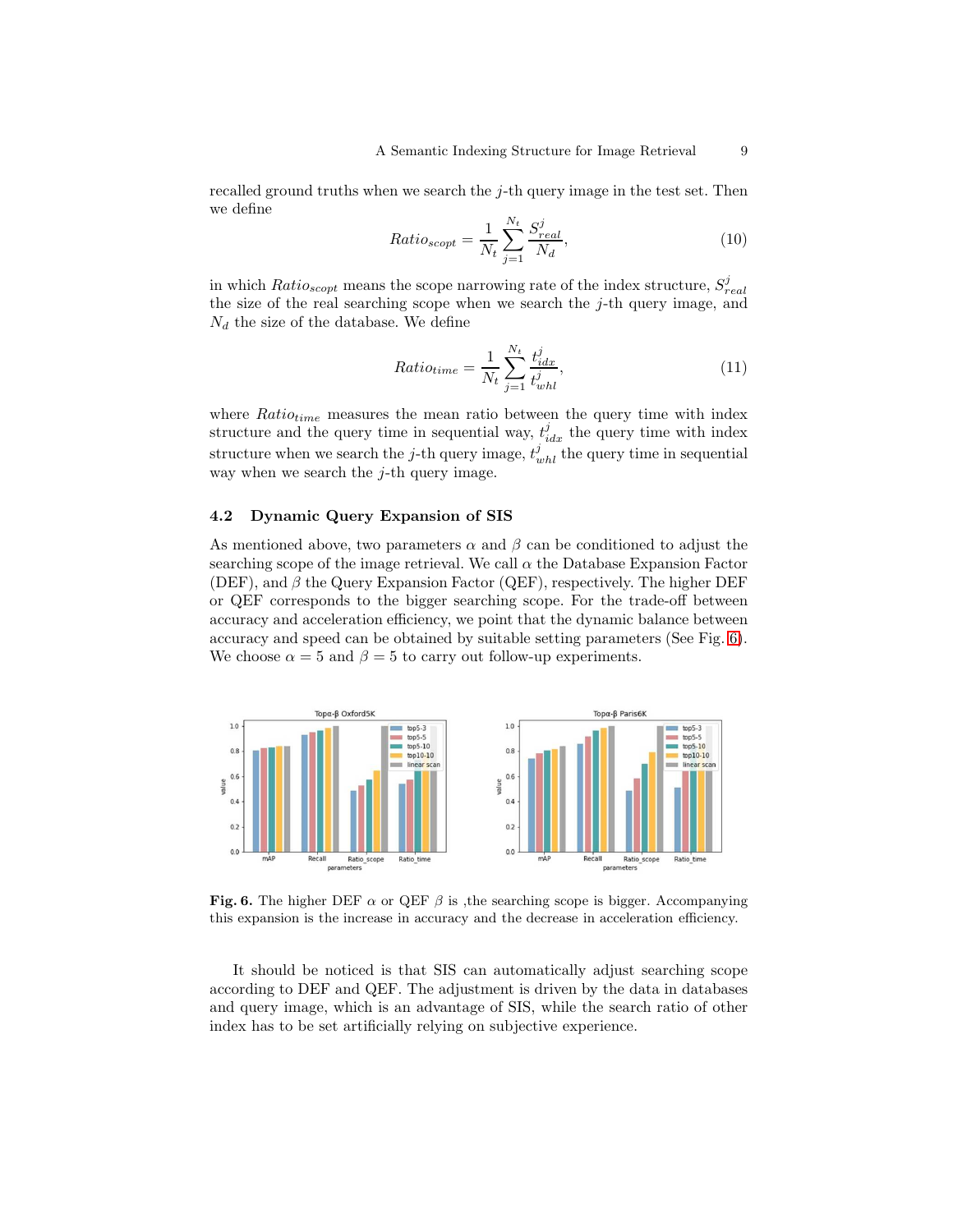recalled ground truths when we search the $j$-th query image in the test set. Then we define

$$Ratio_{scopt} = \frac{1}{N_t} \sum_{j=1}^{N_t} \frac{S_{real}^j}{N_d}, \tag{10}$$

in which $Ratio_{scopt}$ means the scope narrowing rate of the index structure, $S_{real}^j$ the size of the real searching scope when we search the $j$-th query image, and $N_d$ the size of the database. We define

$$Ratio_{time} = \frac{1}{N_t} \sum_{j=1}^{N_t} \frac{t_{idx}^j}{t_{whl}^j}, \tag{11}$$

where $Ratio_{time}$ measures the mean ratio between the query time with index structure and the query time in sequential way, $t_{idx}^j$ the query time with index structure when we search the $j$-th query image, $t_{whl}^j$ the query time in sequential way when we search the $j$-th query image.

### 4.2 Dynamic Query Expansion of SIS

As mentioned above, two parameters $\alpha$ and $\beta$ can be conditioned to adjust the searching scope of the image retrieval. We call $\alpha$ the Database Expansion Factor (DEF), and $\beta$ the Query Expansion Factor (QEF), respectively. The higher DEF or QEF corresponds to the bigger searching scope. For the trade-off between accuracy and acceleration efficiency, we point that the dynamic balance between accuracy and speed can be obtained by suitable setting parameters (See Fig. 6). We choose $\alpha = 5$ and $\beta = 5$ to carry out follow-up experiments.

**Fig. 6.** The higher DEF $\alpha$ or QEF $\beta$ is ,the searching scope is bigger. Accompanying this expansion is the increase in accuracy and the decrease in acceleration efficiency.

It should be noticed is that SIS can automatically adjust searching scope according to DEF and QEF. The adjustment is driven by the data in databases and query image, which is an advantage of SIS, while the search ratio of other index has to be set artificially relying on subjective experience.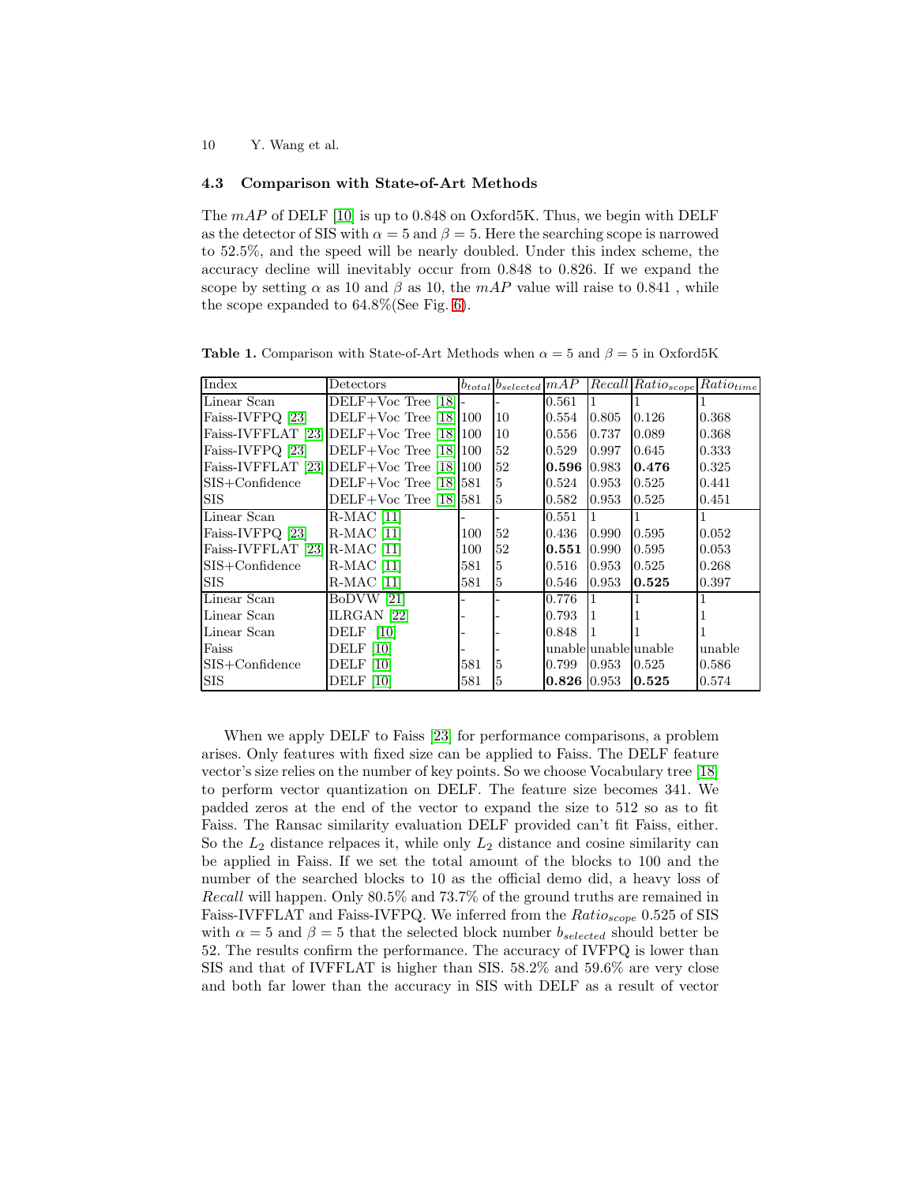### 4.3 Comparison with State-of-Art Methods

The $mAP$ of DELF [10] is up to 0.848 on Oxford5K. Thus, we begin with DELF as the detector of SIS with $\alpha = 5$ and $\beta = 5$. Here the searching scope is narrowed to 52.5%, and the speed will be nearly doubled. Under this index scheme, the accuracy decline will inevitably occur from 0.848 to 0.826. If we expand the scope by setting $\alpha$ as 10 and $\beta$ as 10, the $mAP$ value will raise to 0.841 , while the scope expanded to 64.8%(See Fig. 6).

**Table 1.** Comparison with State-of-Art Methods when $\alpha = 5$ and $\beta = 5$ in Oxford5K

| Index | Detectors | $b_{total}$ | $b_{selected}$ | $mAP$ | $Recall$ | $Ratio_{scope}$ | $Ratio_{time}$ |
|---|---|---|---|---|---|---|---|
| Linear Scan | DELF+Voc Tree [18] | - | - | 0.561 | 1 | 1 | 1 |
| Faiss-IVFPQ [23] | DELF+Voc Tree [18] | 100 | 10 | 0.554 | 0.805 | 0.126 | 0.368 |
| Faiss-IVFFLAT [23] | DELF+Voc Tree [18] | 100 | 10 | 0.556 | 0.737 | 0.089 | 0.368 |
| Faiss-IVFPQ [23] | DELF+Voc Tree [18] | 100 | 52 | 0.529 | 0.997 | 0.645 | 0.333 |
| Faiss-IVFFLAT [23] | DELF+Voc Tree [18] | 100 | 52 | **0.596** | 0.983 | **0.476** | 0.325 |
| SIS+Confidence | DELF+Voc Tree [18] | 581 | 5 | 0.524 | 0.953 | 0.525 | 0.441 |
| SIS | DELF+Voc Tree [18] | 581 | 5 | 0.582 | 0.953 | 0.525 | 0.451 |
| Linear Scan | R-MAC [11] | - | - | 0.551 | 1 | 1 | 1 |
| Faiss-IVFPQ [23] | R-MAC [11] | 100 | 52 | 0.436 | 0.990 | 0.595 | 0.052 |
| Faiss-IVFFLAT [23] | R-MAC [11] | 100 | 52 | **0.551** | 0.990 | 0.595 | 0.053 |
| SIS+Confidence | R-MAC [11] | 581 | 5 | 0.516 | 0.953 | 0.525 | 0.268 |
| SIS | R-MAC [11] | 581 | 5 | 0.546 | 0.953 | **0.525** | 0.397 |
| Linear Scan | BoDVW [21] | - | - | 0.776 | 1 | 1 | 1 |
| Linear Scan | ILRGAN [22] | - | - | 0.793 | 1 | 1 | 1 |
| Linear Scan | DELF [10] | - | - | 0.848 | 1 | 1 | 1 |
| Faiss | DELF [10] | - | - | unable | unable | unable | unable |
| SIS+Confidence | DELF [10] | 581 | 5 | 0.799 | 0.953 | 0.525 | 0.586 |
| SIS | DELF [10] | 581 | 5 | **0.826** | 0.953 | **0.525** | 0.574 |

When we apply DELF to Faiss [23] for performance comparisons, a problem arises. Only features with fixed size can be applied to Faiss. The DELF feature vector's size relies on the number of key points. So we choose Vocabulary tree [18] to perform vector quantization on DELF. The feature size becomes 341. We padded zeros at the end of the vector to expand the size to 512 so as to fit Faiss. The Ransac similarity evaluation DELF provided can't fit Faiss, either. So the $L_2$ distance relpaces it, while only $L_2$ distance and cosine similarity can be applied in Faiss. If we set the total amount of the blocks to 100 and the number of the searched blocks to 10 as the official demo did, a heavy loss of *Recall* will happen. Only 80.5% and 73.7% of the ground truths are remained in Faiss-IVFFLAT and Faiss-IVFPQ. We inferred from the $Ratio_{scope}$ 0.525 of SIS with $\alpha = 5$ and $\beta = 5$ that the selected block number $b_{selected}$ should better be 52. The results confirm the performance. The accuracy of IVFPQ is lower than SIS and that of IVFFLAT is higher than SIS. 58.2% and 59.6% are very close and both far lower than the accuracy in SIS with DELF as a result of vector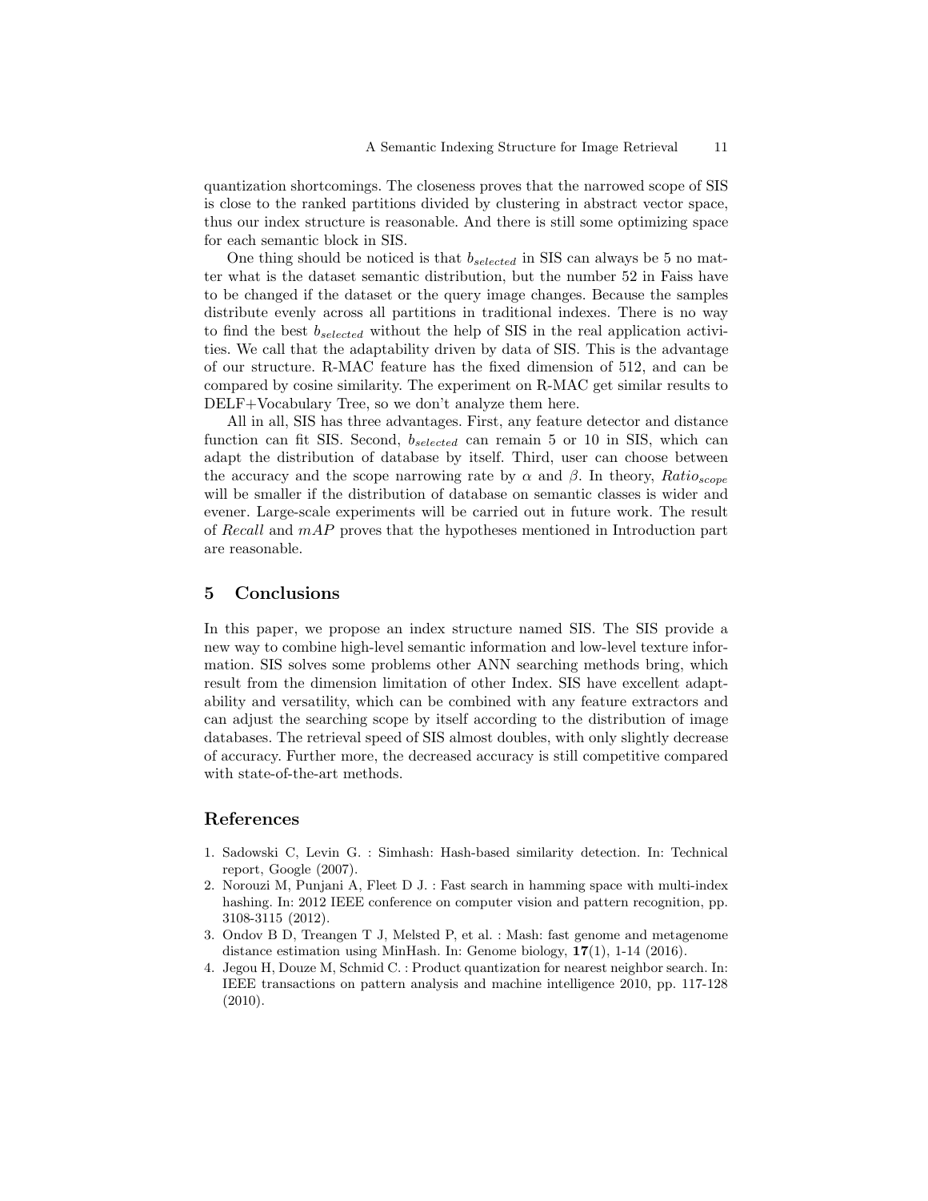quantization shortcomings. The closeness proves that the narrowed scope of SIS is close to the ranked partitions divided by clustering in abstract vector space, thus our index structure is reasonable. And there is still some optimizing space for each semantic block in SIS.

One thing should be noticed is that $b_{selected}$ in SIS can always be 5 no matter what is the dataset semantic distribution, but the number 52 in Faiss have to be changed if the dataset or the query image changes. Because the samples distribute evenly across all partitions in traditional indexes. There is no way to find the best $b_{selected}$ without the help of SIS in the real application activities. We call that the adaptability driven by data of SIS. This is the advantage of our structure. R-MAC feature has the fixed dimension of 512, and can be compared by cosine similarity. The experiment on R-MAC get similar results to DELF+Vocabulary Tree, so we don't analyze them here.

All in all, SIS has three advantages. First, any feature detector and distance function can fit SIS. Second, $b_{selected}$ can remain 5 or 10 in SIS, which can adapt the distribution of database by itself. Third, user can choose between the accuracy and the scope narrowing rate by $\alpha$ and $\beta$. In theory, $Ratio_{scope}$ will be smaller if the distribution of database on semantic classes is wider and evener. Large-scale experiments will be carried out in future work. The result of *Recall* and *mAP* proves that the hypotheses mentioned in Introduction part are reasonable.

## 5 Conclusions

In this paper, we propose an index structure named SIS. The SIS provide a new way to combine high-level semantic information and low-level texture information. SIS solves some problems other ANN searching methods bring, which result from the dimension limitation of other Index. SIS have excellent adaptability and versatility, which can be combined with any feature extractors and can adjust the searching scope by itself according to the distribution of image databases. The retrieval speed of SIS almost doubles, with only slightly decrease of accuracy. Further more, the decreased accuracy is still competitive compared with state-of-the-art methods.

## References

1. Sadowski C, Levin G. : Simhash: Hash-based similarity detection. In: Technical report, Google (2007).
2. Norouzi M, Punjani A, Fleet D J. : Fast search in hamming space with multi-index hashing. In: 2012 IEEE conference on computer vision and pattern recognition, pp. 3108-3115 (2012).
3. Ondov B D, Treangen T J, Melsted P, et al. : Mash: fast genome and metagenome distance estimation using MinHash. In: Genome biology, **17**(1), 1-14 (2016).
4. Jegou H, Douze M, Schmid C. : Product quantization for nearest neighbor search. In: IEEE transactions on pattern analysis and machine intelligence 2010, pp. 117-128 (2010).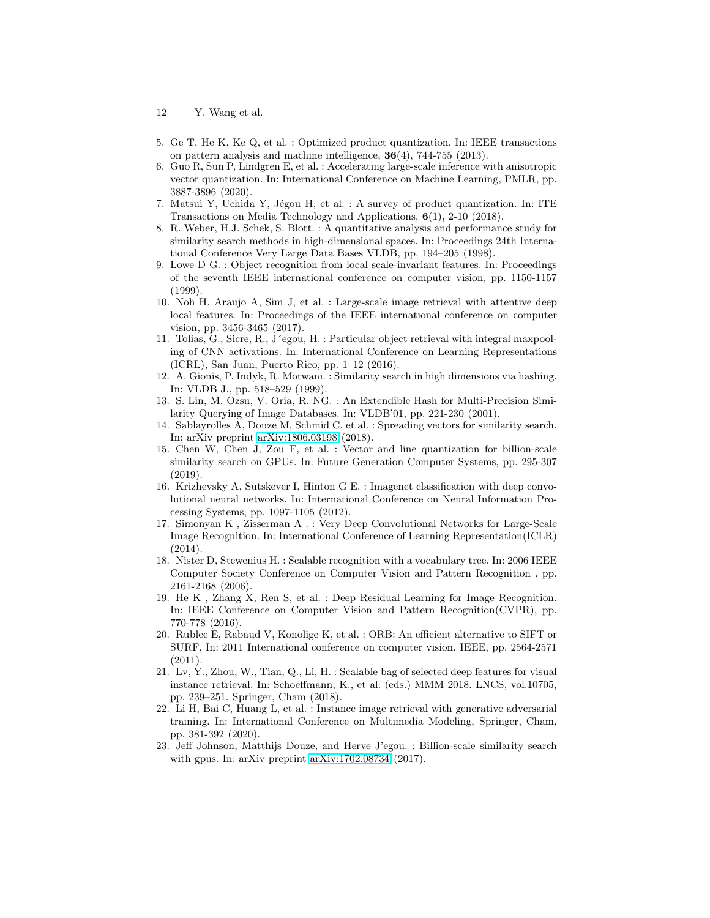5. Ge T, He K, Ke Q, et al. : Optimized product quantization. In: IEEE transactions on pattern analysis and machine intelligence, **36**(4), 744-755 (2013).
6. Guo R, Sun P, Lindgren E, et al. : Accelerating large-scale inference with anisotropic vector quantization. In: International Conference on Machine Learning, PMLR, pp. 3887-3896 (2020).
7. Matsui Y, Uchida Y, Jégou H, et al. : A survey of product quantization. In: ITE Transactions on Media Technology and Applications, **6**(1), 2-10 (2018).
8. R. Weber, H.J. Schek, S. Blott. : A quantitative analysis and performance study for similarity search methods in high-dimensional spaces. In: Proceedings 24th International Conference Very Large Data Bases VLDB, pp. 194–205 (1998).
9. Lowe D G. : Object recognition from local scale-invariant features. In: Proceedings of the seventh IEEE international conference on computer vision, pp. 1150-1157 (1999).
10. Noh H, Araujo A, Sim J, et al. : Large-scale image retrieval with attentive deep local features. In: Proceedings of the IEEE international conference on computer vision, pp. 3456-3465 (2017).
11. Tolias, G., Sicre, R., J ́egou, H. : Particular object retrieval with integral maxpooling of CNN activations. In: International Conference on Learning Representations (ICLR), San Juan, Puerto Rico, pp. 1–12 (2016).
12. A. Gionis, P. Indyk, R. Motwani. : Similarity search in high dimensions via hashing. In: VLDB J., pp. 518–529 (1999).
13. S. Lin, M. Ozsu, V. Oria, R. NG. : An Extendible Hash for Multi-Precision Similarity Querying of Image Databases. In: VLDB'01, pp. 221-230 (2001).
14. Sablayrolles A, Douze M, Schmid C, et al. : Spreading vectors for similarity search. In: arXiv preprint arXiv:1806.03198 (2018).
15. Chen W, Chen J, Zou F, et al. : Vector and line quantization for billion-scale similarity search on GPUs. In: Future Generation Computer Systems, pp. 295-307 (2019).
16. Krizhevsky A, Sutskever I, Hinton G E. : Imagenet classification with deep convolutional neural networks. In: International Conference on Neural Information Processing Systems, pp. 1097-1105 (2012).
17. Simonyan K , Zisserman A . : Very Deep Convolutional Networks for Large-Scale Image Recognition. In: International Conference of Learning Representation(ICLR) (2014).
18. Nister D, Stewenius H. : Scalable recognition with a vocabulary tree. In: 2006 IEEE Computer Society Conference on Computer Vision and Pattern Recognition , pp. 2161-2168 (2006).
19. He K , Zhang X, Ren S, et al. : Deep Residual Learning for Image Recognition. In: IEEE Conference on Computer Vision and Pattern Recognition(CVPR), pp. 770-778 (2016).
20. Rublee E, Rabaud V, Konolige K, et al. : ORB: An efficient alternative to SIFT or SURF, In: 2011 International conference on computer vision. IEEE, pp. 2564-2571 (2011).
21. Lv, Y., Zhou, W., Tian, Q., Li, H. : Scalable bag of selected deep features for visual instance retrieval. In: Schoeffmann, K., et al. (eds.) MMM 2018. LNCS, vol.10705, pp. 239–251. Springer, Cham (2018).
22. Li H, Bai C, Huang L, et al. : Instance image retrieval with generative adversarial training. In: International Conference on Multimedia Modeling, Springer, Cham, pp. 381-392 (2020).
23. Jeff Johnson, Matthijs Douze, and Herve J'egou. : Billion-scale similarity search with gpus. In: arXiv preprint arXiv:1702.08734 (2017).